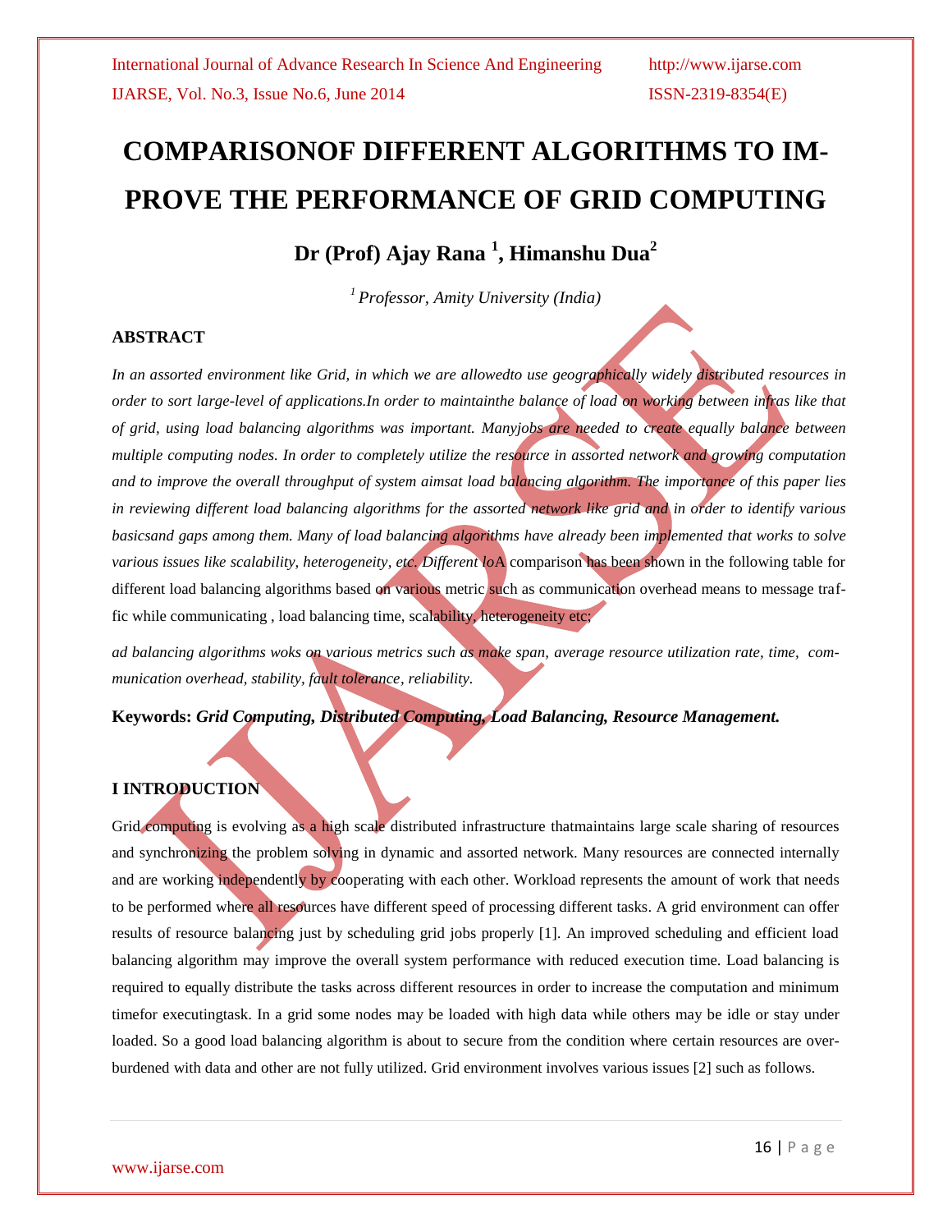// COMPARISONOF DIFFERENT ALGORITHMS TO IMPROVE THE PERFORMANCE OF GRID COMPUTING

**Dr (Prof) Ajay Rana [1], Himanshu Dua[2]**

*[1] Professor, Amity University (India)*

## ABSTRACT

*In an assorted environment like Grid, in which we are allowedto use geographically widely distributed resources in order to sort large-level of applications.In order to maintainthe balance of load on working between infras like that of grid, using load balancing algorithms was important. Manyjobs are needed to create equally balance between multiple computing nodes. In order to completely utilize the resource in assorted network and growing computation and to improve the overall throughput of system aimsat load balancing algorithm. The importance of this paper lies in reviewing different load balancing algorithms for the assorted network like grid and in order to identify various basicsand gaps among them. Many of load balancing algorithms have already been implemented that works to solve various issues like scalability, heterogeneity, etc. Different lo*A comparison has been shown in the following table for different load balancing algorithms based on various metric such as communication overhead means to message traffic while communicating , load balancing time, scalability, heterogeneity etc;

*ad balancing algorithms woks on various metrics such as make span, average resource utilization rate, time, communication overhead, stability, fault tolerance, reliability.*

**Keywords:** ***Grid Computing, Distributed Computing, Load Balancing, Resource Management.***

## I INTRODUCTION

Grid computing is evolving as a high scale distributed infrastructure thatmaintains large scale sharing of resources and synchronizing the problem solving in dynamic and assorted network. Many resources are connected internally and are working independently by cooperating with each other. Workload represents the amount of work that needs to be performed where all resources have different speed of processing different tasks. A grid environment can offer results of resource balancing just by scheduling grid jobs properly [1]. An improved scheduling and efficient load balancing algorithm may improve the overall system performance with reduced execution time. Load balancing is required to equally distribute the tasks across different resources in order to increase the computation and minimum timefor executingtask. In a grid some nodes may be loaded with high data while others may be idle or stay under loaded. So a good load balancing algorithm is about to secure from the condition where certain resources are overburdened with data and other are not fully utilized. Grid environment involves various issues [2] such as follows.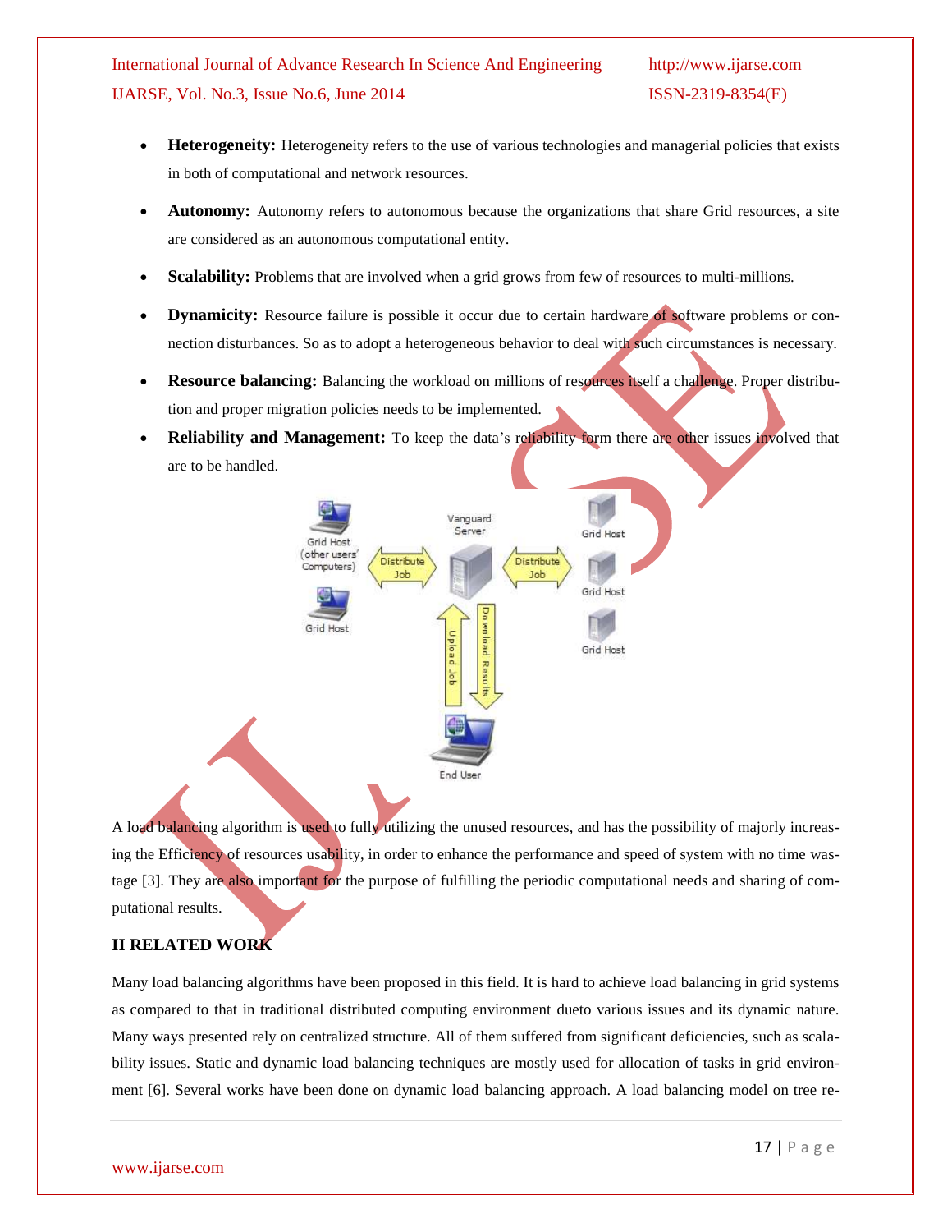- **Heterogeneity:** Heterogeneity refers to the use of various technologies and managerial policies that exists in both of computational and network resources.
- **Autonomy:** Autonomy refers to autonomous because the organizations that share Grid resources, a site are considered as an autonomous computational entity.
- **Scalability:** Problems that are involved when a grid grows from few of resources to multi-millions.
- **Dynamicity:** Resource failure is possible it occur due to certain hardware of software problems or connection disturbances. So as to adopt a heterogeneous behavior to deal with such circumstances is necessary.
- **Resource balancing:** Balancing the workload on millions of resources itself a challenge. Proper distribution and proper migration policies needs to be implemented.
- **Reliability and Management:** To keep the data's reliability form there are other issues involved that are to be handled.

Grid Host (other users' Computers)

Grid Host

Distribute Job

Vanguard Server

Distribute Job

Grid Host

Grid Host

Grid Host

Upload Job

Download Results

End User

A load balancing algorithm is used to fully utilizing the unused resources, and has the possibility of majorly increasing the Efficiency of resources usability, in order to enhance the performance and speed of system with no time wastage [3]. They are also important for the purpose of fulfilling the periodic computational needs and sharing of computational results.

## II RELATED WORK

Many load balancing algorithms have been proposed in this field. It is hard to achieve load balancing in grid systems as compared to that in traditional distributed computing environment dueto various issues and its dynamic nature. Many ways presented rely on centralized structure. All of them suffered from significant deficiencies, such as scalability issues. Static and dynamic load balancing techniques are mostly used for allocation of tasks in grid environment [6]. Several works have been done on dynamic load balancing approach. A load balancing model on tree re-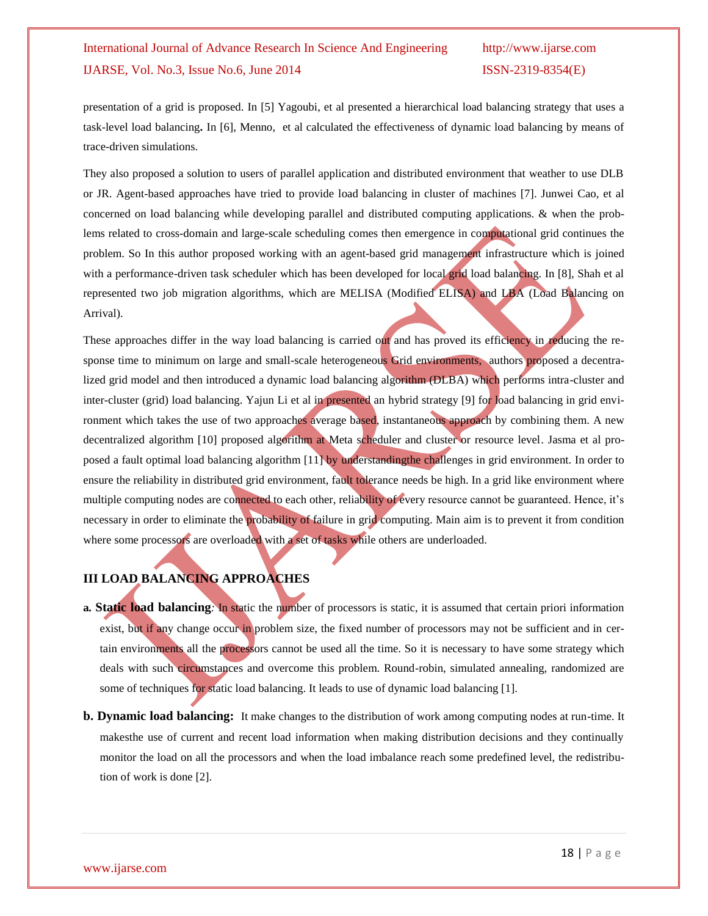presentation of a grid is proposed. In [5] Yagoubi, et al presented a hierarchical load balancing strategy that uses a task-level load balancing**.** In [6], Menno, et al calculated the effectiveness of dynamic load balancing by means of trace-driven simulations.

They also proposed a solution to users of parallel application and distributed environment that weather to use DLB or JR. Agent-based approaches have tried to provide load balancing in cluster of machines [7]. Junwei Cao, et al concerned on load balancing while developing parallel and distributed computing applications. & when the problems related to cross-domain and large-scale scheduling comes then emergence in computational grid continues the problem. So In this author proposed working with an agent-based grid management infrastructure which is joined with a performance-driven task scheduler which has been developed for local grid load balancing. In [8], Shah et al represented two job migration algorithms, which are MELISA (Modified ELISA) and LBA (Load Balancing on Arrival).

These approaches differ in the way load balancing is carried out and has proved its efficiency in reducing the response time to minimum on large and small-scale heterogeneous Grid environments, authors proposed a decentralized grid model and then introduced a dynamic load balancing algorithm (DLBA) which performs intra-cluster and inter-cluster (grid) load balancing. Yajun Li et al in presented an hybrid strategy [9] for load balancing in grid environment which takes the use of two approaches average based, instantaneous approach by combining them. A new decentralized algorithm [10] proposed algorithm at Meta scheduler and cluster or resource level. Jasma et al proposed a fault optimal load balancing algorithm [11] by understandingthe challenges in grid environment. In order to ensure the reliability in distributed grid environment, fault tolerance needs be high. In a grid like environment where multiple computing nodes are connected to each other, reliability of every resource cannot be guaranteed. Hence, it's necessary in order to eliminate the probability of failure in grid computing. Main aim is to prevent it from condition where some processors are overloaded with a set of tasks while others are underloaded.

## III LOAD BALANCING APPROACHES

**a. Static load balancing**: In static the number of processors is static, it is assumed that certain priori information exist, but if any change occur in problem size, the fixed number of processors may not be sufficient and in certain environments all the processors cannot be used all the time. So it is necessary to have some strategy which deals with such circumstances and overcome this problem. Round-robin, simulated annealing, randomized are some of techniques for static load balancing. It leads to use of dynamic load balancing [1].

**b. Dynamic load balancing:** It make changes to the distribution of work among computing nodes at run-time. It makesthe use of current and recent load information when making distribution decisions and they continually monitor the load on all the processors and when the load imbalance reach some predefined level, the redistribution of work is done [2].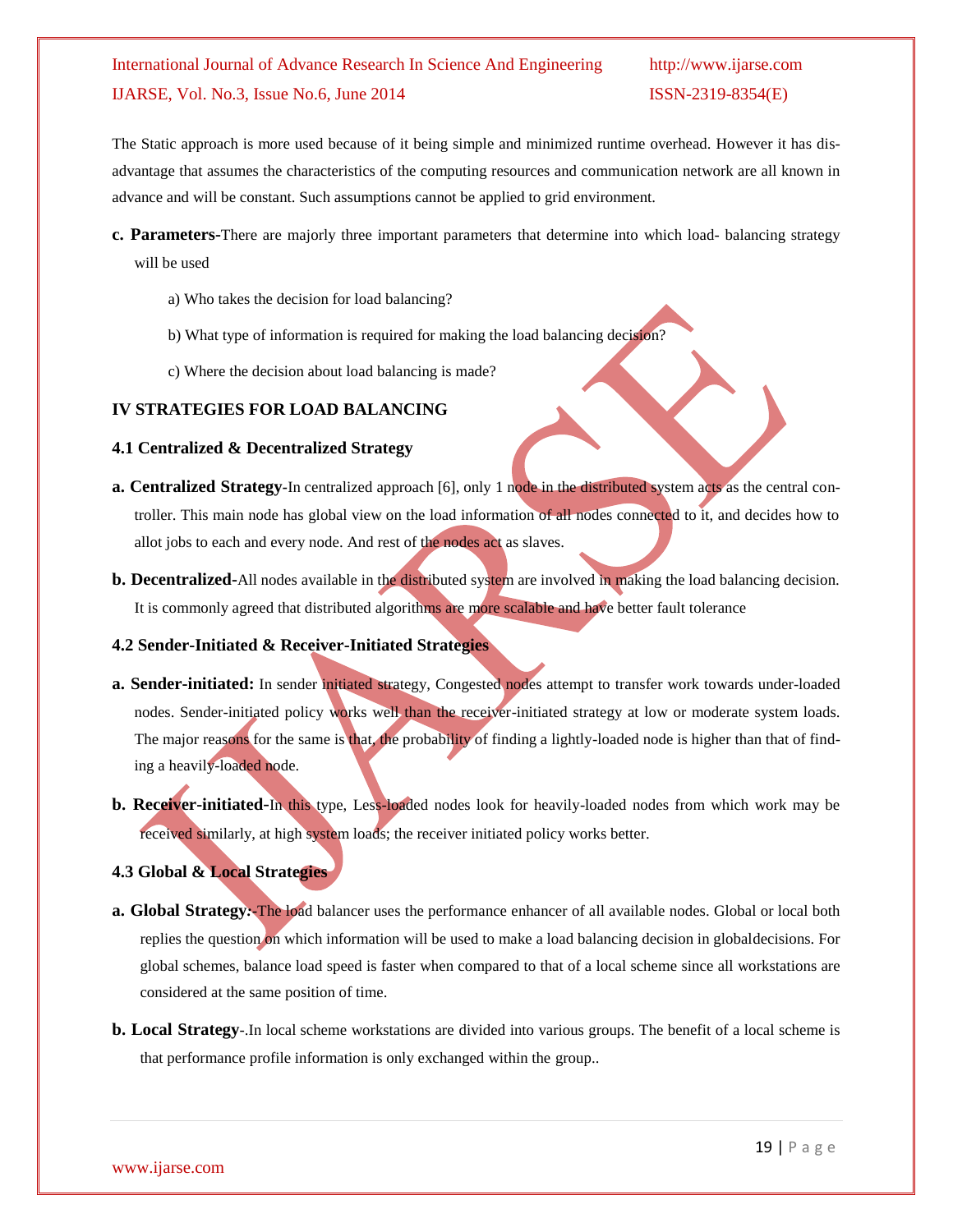The Static approach is more used because of it being simple and minimized runtime overhead. However it has dis-advantage that assumes the characteristics of the computing resources and communication network are all known in advance and will be constant. Such assumptions cannot be applied to grid environment.

**c. Parameters-**There are majorly three important parameters that determine into which load- balancing strategy will be used

a) Who takes the decision for load balancing?

b) What type of information is required for making the load balancing decision?

c) Where the decision about load balancing is made?

## IV STRATEGIES FOR LOAD BALANCING

### 4.1 Centralized & Decentralized Strategy

**a. Centralized Strategy**-In centralized approach [6], only 1 node in the distributed system acts as the central con-troller. This main node has global view on the load information of all nodes connected to it, and decides how to allot jobs to each and every node. And rest of the nodes act as slaves.

**b. Decentralized-**All nodes available in the distributed system are involved in making the load balancing decision. It is commonly agreed that distributed algorithms are more scalable and have better fault tolerance

### 4.2 Sender-Initiated & Receiver-Initiated Strategies

**a. Sender-initiated:** In sender initiated strategy, Congested nodes attempt to transfer work towards under-loaded nodes. Sender-initiated policy works well than the receiver-initiated strategy at low or moderate system loads. The major reasons for the same is that, the probability of finding a lightly-loaded node is higher than that of find-ing a heavily-loaded node.

**b. Receiver-initiated-**In this type, Less-loaded nodes look for heavily-loaded nodes from which work may be received similarly, at high system loads; the receiver initiated policy works better.

### 4.3 Global & Local Strategies

**a. Global Strategy:-**The load balancer uses the performance enhancer of all available nodes. Global or local both replies the question on which information will be used to make a load balancing decision in globaldecisions. For global schemes, balance load speed is faster when compared to that of a local scheme since all workstations are considered at the same position of time.

**b. Local Strategy-**.In local scheme workstations are divided into various groups. The benefit of a local scheme is that performance profile information is only exchanged within the group..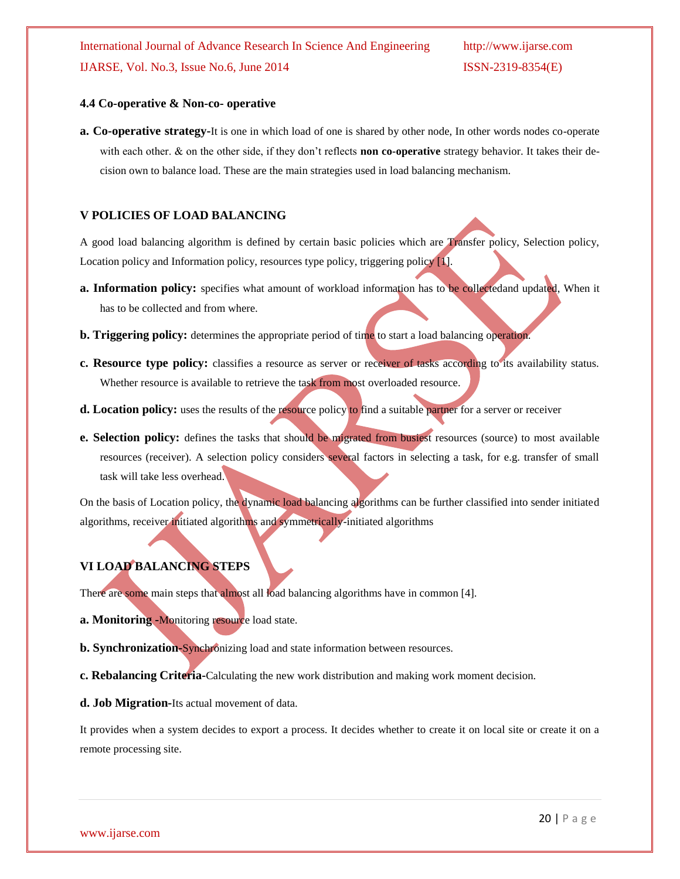### 4.4 Co-operative & Non-co- operative

**a. Co-operative strategy-**It is one in which load of one is shared by other node, In other words nodes co-operate with each other. & on the other side, if they don't reflects **non co-operative** strategy behavior. It takes their decision own to balance load. These are the main strategies used in load balancing mechanism.

## V POLICIES OF LOAD BALANCING

A good load balancing algorithm is defined by certain basic policies which are Transfer policy, Selection policy, Location policy and Information policy, resources type policy, triggering policy [1].

**a. Information policy:** specifies what amount of workload information has to be collectedand updated, When it has to be collected and from where.

**b. Triggering policy:** determines the appropriate period of time to start a load balancing operation.

**c. Resource type policy:** classifies a resource as server or receiver of tasks according to its availability status. Whether resource is available to retrieve the task from most overloaded resource.

**d. Location policy:** uses the results of the resource policy to find a suitable partner for a server or receiver

**e. Selection policy:** defines the tasks that should be migrated from busiest resources (source) to most available resources (receiver). A selection policy considers several factors in selecting a task, for e.g. transfer of small task will take less overhead.

On the basis of Location policy, the dynamic load balancing algorithms can be further classified into sender initiated algorithms, receiver initiated algorithms and symmetrically-initiated algorithms

## VI LOAD BALANCING STEPS

There are some main steps that almost all load balancing algorithms have in common [4].

**a. Monitoring -**Monitoring resource load state.

**b. Synchronization-**Synchronizing load and state information between resources.

**c. Rebalancing Criteria-**Calculating the new work distribution and making work moment decision.

**d. Job Migration-**Its actual movement of data.

It provides when a system decides to export a process. It decides whether to create it on local site or create it on a remote processing site.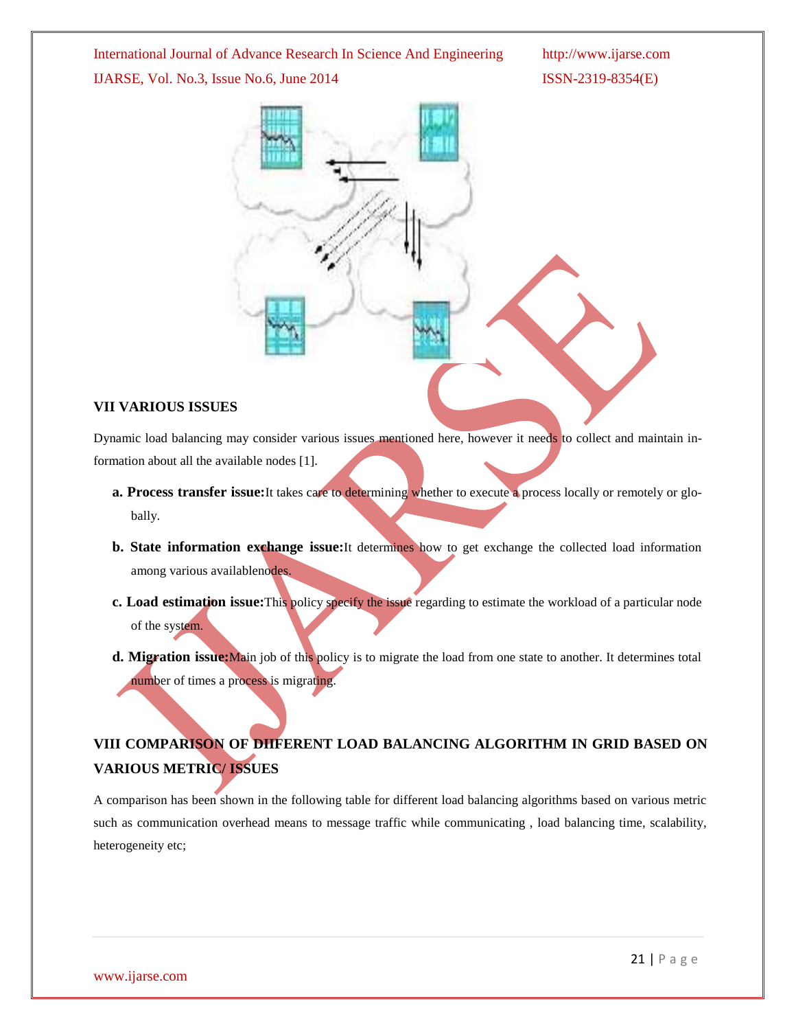## VII VARIOUS ISSUES

Dynamic load balancing may consider various issues mentioned here, however it needs to collect and maintain information about all the available nodes [1].

a. **Process transfer issue:**It takes care to determining whether to execute a process locally or remotely or globally.

b. **State information exchange issue:**It determines how to get exchange the collected load information among various availablenodes.

c. **Load estimation issue:**This policy specify the issue regarding to estimate the workload of a particular node of the system.

d. **Migration issue:**Main job of this policy is to migrate the load from one state to another. It determines total number of times a process is migrating.

## VIII COMPARISON OF DIIFERENT LOAD BALANCING ALGORITHM IN GRID BASED ON VARIOUS METRIC/ ISSUES

A comparison has been shown in the following table for different load balancing algorithms based on various metric such as communication overhead means to message traffic while communicating , load balancing time, scalability, heterogeneity etc;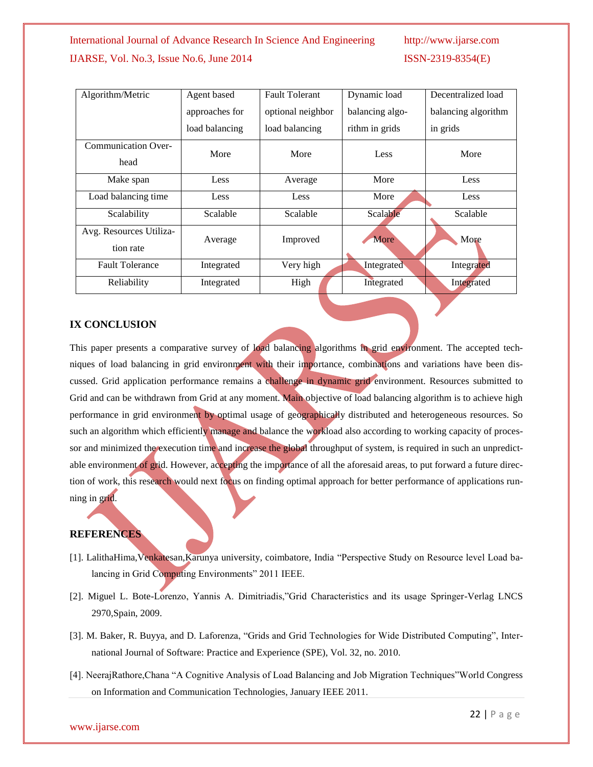| Algorithm/Metric | Agent based approaches for load balancing | Fault Tolerant optional neighbor load balancing | Dynamic load balancing algorithm in grids | Decentralized load balancing algorithm in grids |
|---|---|---|---|---|
| Communication Overhead | More | More | Less | More |
| Make span | Less | Average | More | Less |
| Load balancing time | Less | Less | More | Less |
| Scalability | Scalable | Scalable | Scalable | Scalable |
| Avg. Resources Utilization rate | Average | Improved | More | More |
| Fault Tolerance | Integrated | Very high | Integrated | Integrated |
| Reliability | Integrated | High | Integrated | Integrated |

## IX CONCLUSION

This paper presents a comparative survey of load balancing algorithms in grid environment. The accepted techniques of load balancing in grid environment with their importance, combinations and variations have been discussed. Grid application performance remains a challenge in dynamic grid environment. Resources submitted to Grid and can be withdrawn from Grid at any moment. Main objective of load balancing algorithm is to achieve high performance in grid environment by optimal usage of geographically distributed and heterogeneous resources. So such an algorithm which efficiently manage and balance the workload also according to working capacity of processor and minimized the execution time and increase the global throughput of system, is required in such an unpredictable environment of grid. However, accepting the importance of all the aforesaid areas, to put forward a future direction of work, this research would next focus on finding optimal approach for better performance of applications running in grid.

## REFERENCES

[1]. LalithaHima,Venkatesan,Karunya university, coimbatore, India "Perspective Study on Resource level Load balancing in Grid Computing Environments" 2011 IEEE.

[2]. Miguel L. Bote-Lorenzo, Yannis A. Dimitriadis,"Grid Characteristics and its usage Springer-Verlag LNCS 2970,Spain, 2009.

[3]. M. Baker, R. Buyya, and D. Laforenza, "Grids and Grid Technologies for Wide Distributed Computing", International Journal of Software: Practice and Experience (SPE), Vol. 32, no. 2010.

[4]. NeerajRathore,Chana "A Cognitive Analysis of Load Balancing and Job Migration Techniques"World Congress on Information and Communication Technologies, January IEEE 2011.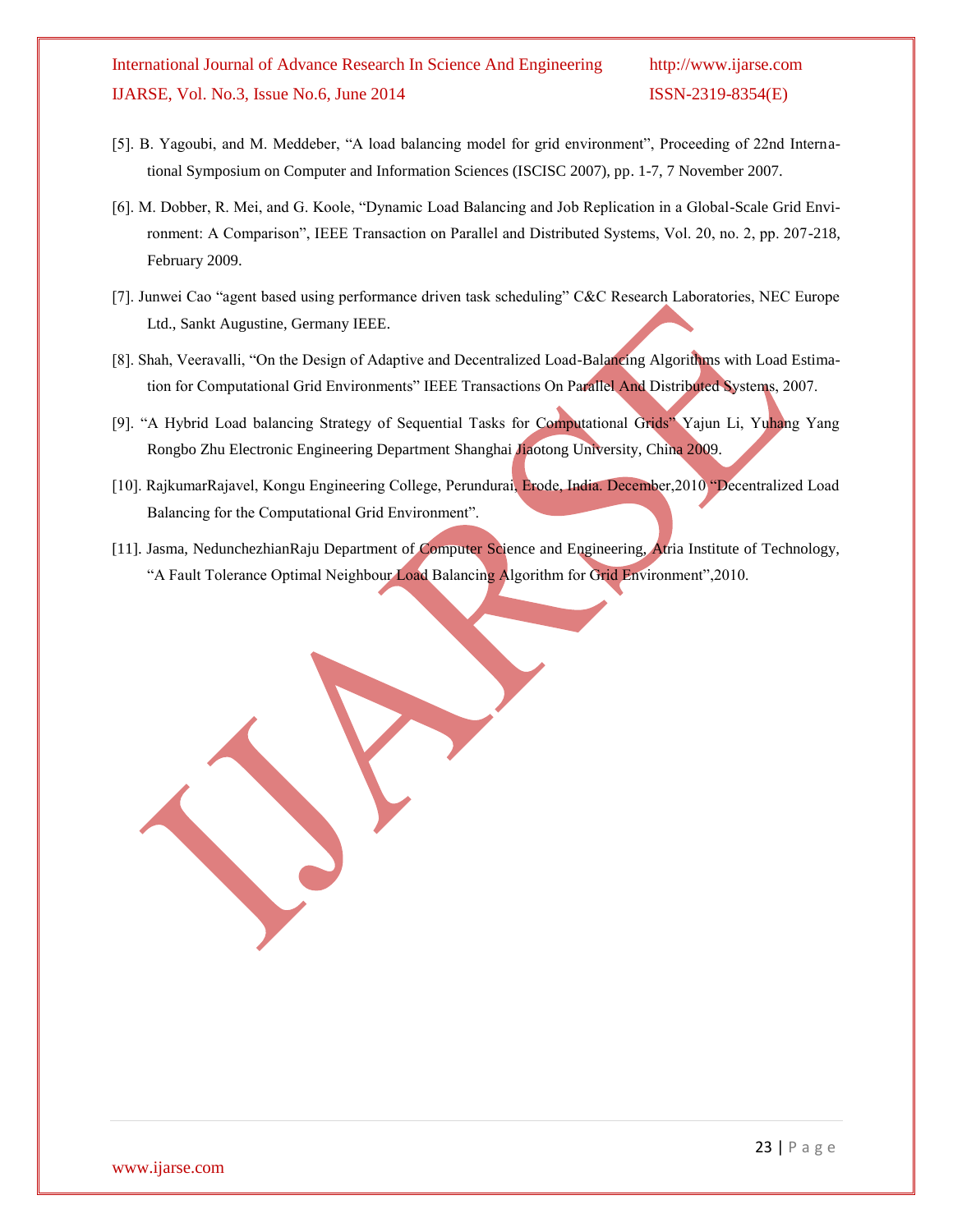[5]. B. Yagoubi, and M. Meddeber, "A load balancing model for grid environment", Proceeding of 22nd International Symposium on Computer and Information Sciences (ISCISC 2007), pp. 1-7, 7 November 2007.

[6]. M. Dobber, R. Mei, and G. Koole, "Dynamic Load Balancing and Job Replication in a Global-Scale Grid Environment: A Comparison", IEEE Transaction on Parallel and Distributed Systems, Vol. 20, no. 2, pp. 207-218, February 2009.

[7]. Junwei Cao "agent based using performance driven task scheduling" C&C Research Laboratories, NEC Europe Ltd., Sankt Augustine, Germany IEEE.

[8]. Shah, Veeravalli, "On the Design of Adaptive and Decentralized Load-Balancing Algorithms with Load Estimation for Computational Grid Environments" IEEE Transactions On Parallel And Distributed Systems, 2007.

[9]. "A Hybrid Load balancing Strategy of Sequential Tasks for Computational Grids" Yajun Li, Yuhang Yang Rongbo Zhu Electronic Engineering Department Shanghai Jiaotong University, China 2009.

[10]. RajkumarRajavel, Kongu Engineering College, Perundurai, Erode, India. December,2010 "Decentralized Load Balancing for the Computational Grid Environment".

[11]. Jasma, NedunchezhianRaju Department of Computer Science and Engineering, Atria Institute of Technology, "A Fault Tolerance Optimal Neighbour Load Balancing Algorithm for Grid Environment",2010.